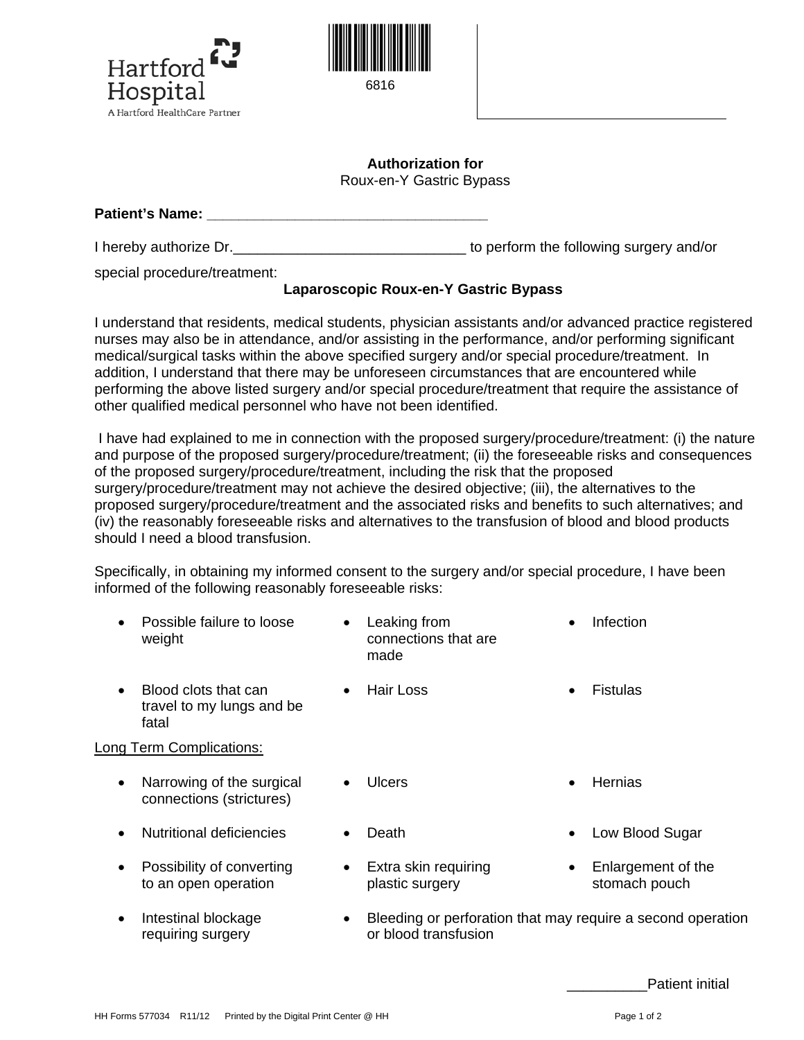Hartford Hospital
A Hartford HealthCare Partner

6816

**Authorization for**
Roux-en-Y Gastric Bypass

**Patient's Name: ___________________________________**

I hereby authorize Dr.____________________________ to perform the following surgery and/or special procedure/treatment:

**Laparoscopic Roux-en-Y Gastric Bypass**

I understand that residents, medical students, physician assistants and/or advanced practice registered nurses may also be in attendance, and/or assisting in the performance, and/or performing significant medical/surgical tasks within the above specified surgery and/or special procedure/treatment. In addition, I understand that there may be unforeseen circumstances that are encountered while performing the above listed surgery and/or special procedure/treatment that require the assistance of other qualified medical personnel who have not been identified.

I have had explained to me in connection with the proposed surgery/procedure/treatment: (i) the nature and purpose of the proposed surgery/procedure/treatment; (ii) the foreseeable risks and consequences of the proposed surgery/procedure/treatment, including the risk that the proposed surgery/procedure/treatment may not achieve the desired objective; (iii), the alternatives to the proposed surgery/procedure/treatment and the associated risks and benefits to such alternatives; and (iv) the reasonably foreseeable risks and alternatives to the transfusion of blood and blood products should I need a blood transfusion.

Specifically, in obtaining my informed consent to the surgery and/or special procedure, I have been informed of the following reasonably foreseeable risks:

- Possible failure to loose weight
- Leaking from connections that are made
- Infection
- Blood clots that can travel to my lungs and be fatal
- Hair Loss
- Fistulas

Long Term Complications:

- Narrowing of the surgical connections (strictures)
- Ulcers
- Hernias
- Nutritional deficiencies
- Death
- Low Blood Sugar
- Possibility of converting to an open operation
- Extra skin requiring plastic surgery
- Enlargement of the stomach pouch
- Intestinal blockage requiring surgery
- Bleeding or perforation that may require a second operation or blood transfusion

__________Patient initial

HH Forms 577034 R11/12 Printed by the Digital Print Center @ HH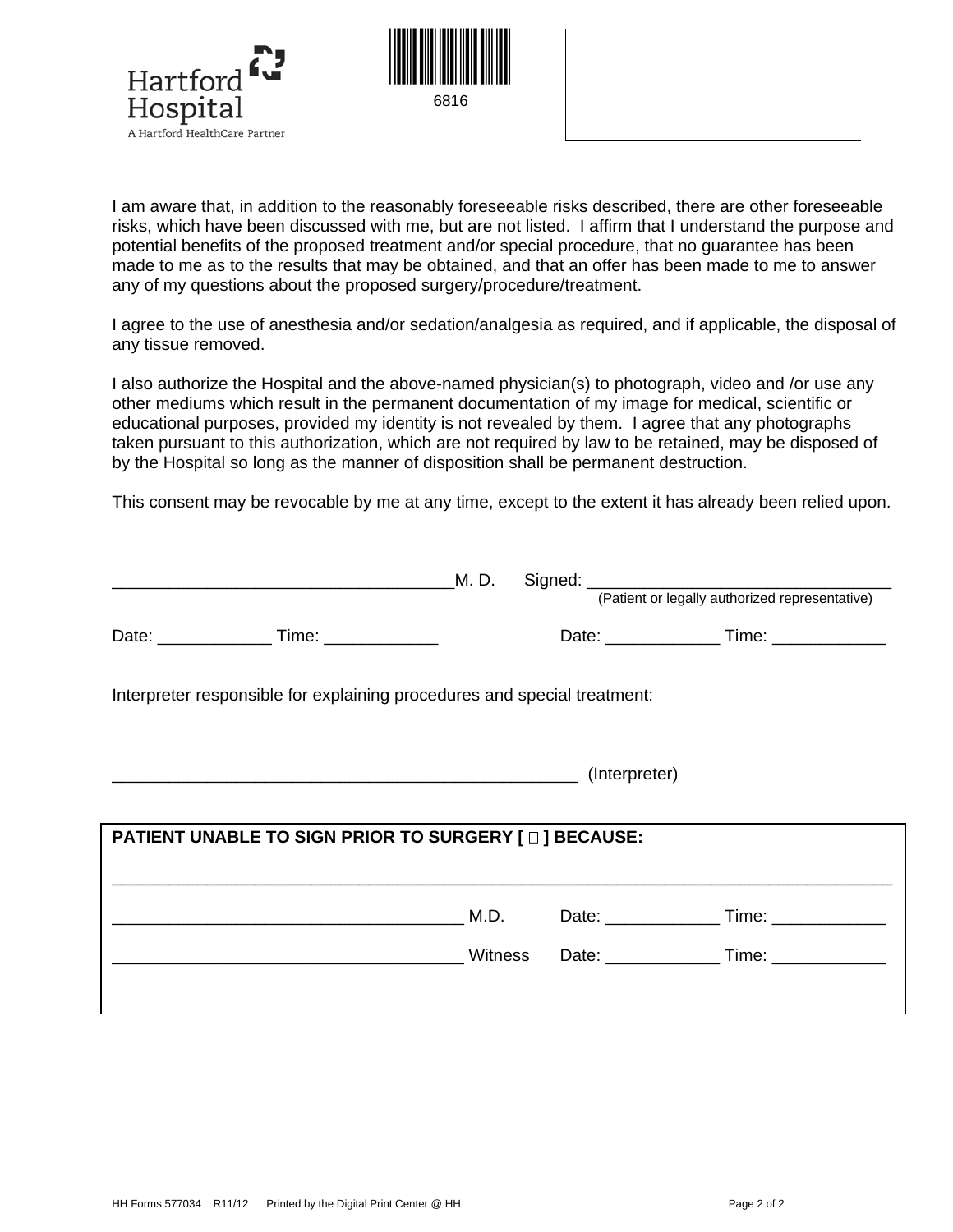Hartford Hospital
A Hartford HealthCare Partner

6816

I am aware that, in addition to the reasonably foreseeable risks described, there are other foreseeable risks, which have been discussed with me, but are not listed. I affirm that I understand the purpose and potential benefits of the proposed treatment and/or special procedure, that no guarantee has been made to me as to the results that may be obtained, and that an offer has been made to me to answer any of my questions about the proposed surgery/procedure/treatment.

I agree to the use of anesthesia and/or sedation/analgesia as required, and if applicable, the disposal of any tissue removed.

I also authorize the Hospital and the above-named physician(s) to photograph, video and /or use any other mediums which result in the permanent documentation of my image for medical, scientific or educational purposes, provided my identity is not revealed by them. I agree that any photographs taken pursuant to this authorization, which are not required by law to be retained, may be disposed of by the Hospital so long as the manner of disposition shall be permanent destruction.

This consent may be revocable by me at any time, except to the extent it has already been relied upon.

____________________________________M. D.     Signed: ________________________________
(Patient or legally authorized representative)

Date: ____________ Time: ____________     Date: ____________ Time: ____________

Interpreter responsible for explaining procedures and special treatment:

__________________________________________________ (Interpreter)

**PATIENT UNABLE TO SIGN PRIOR TO SURGERY [ ] BECAUSE:**

____________________________________________________________________________________

_____________________________________ M.D.     Date: ____________ Time: ____________

_____________________________________ Witness     Date: ____________ Time: ____________

HH Forms 577034 R11/12 Printed by the Digital Print Center @ HH